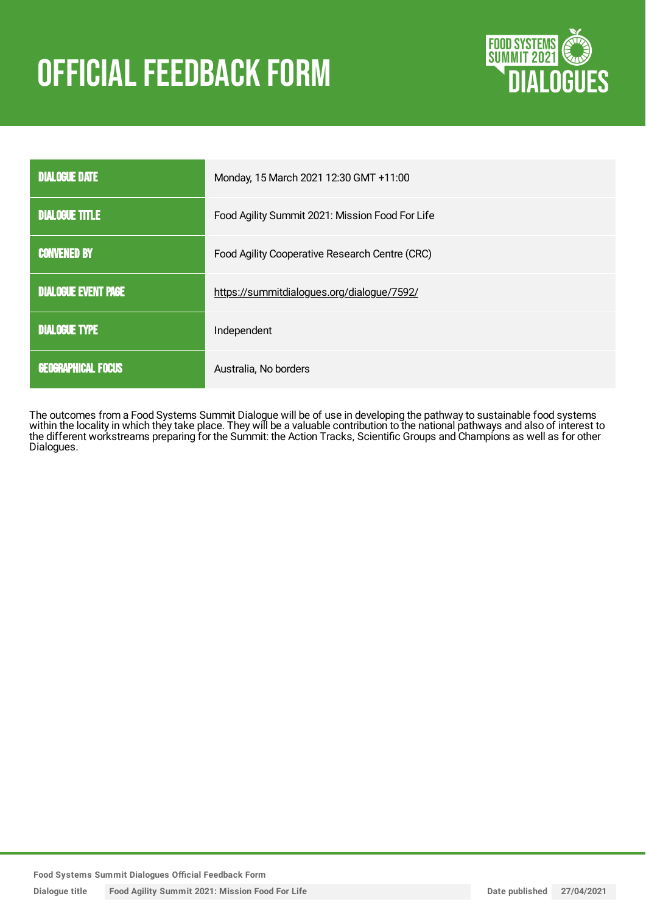# OFFICIAL FEEDBACK FORM

| | |
|---|---|
| DIALOGUE DATE | Monday, 15 March 2021 12:30 GMT +11:00 |
| DIALOGUE TITLE | Food Agility Summit 2021: Mission Food For Life |
| CONVENED BY | Food Agility Cooperative Research Centre (CRC) |
| DIALOGUE EVENT PAGE | https://summitdialogues.org/dialogue/7592/ |
| DIALOGUE TYPE | Independent |
| GEOGRAPHICAL FOCUS | Australia, No borders |

The outcomes from a Food Systems Summit Dialogue will be of use in developing the pathway to sustainable food systems within the locality in which they take place. They will be a valuable contribution to the national pathways and also of interest to the different workstreams preparing for the Summit: the Action Tracks, Scientific Groups and Champions as well as for other Dialogues.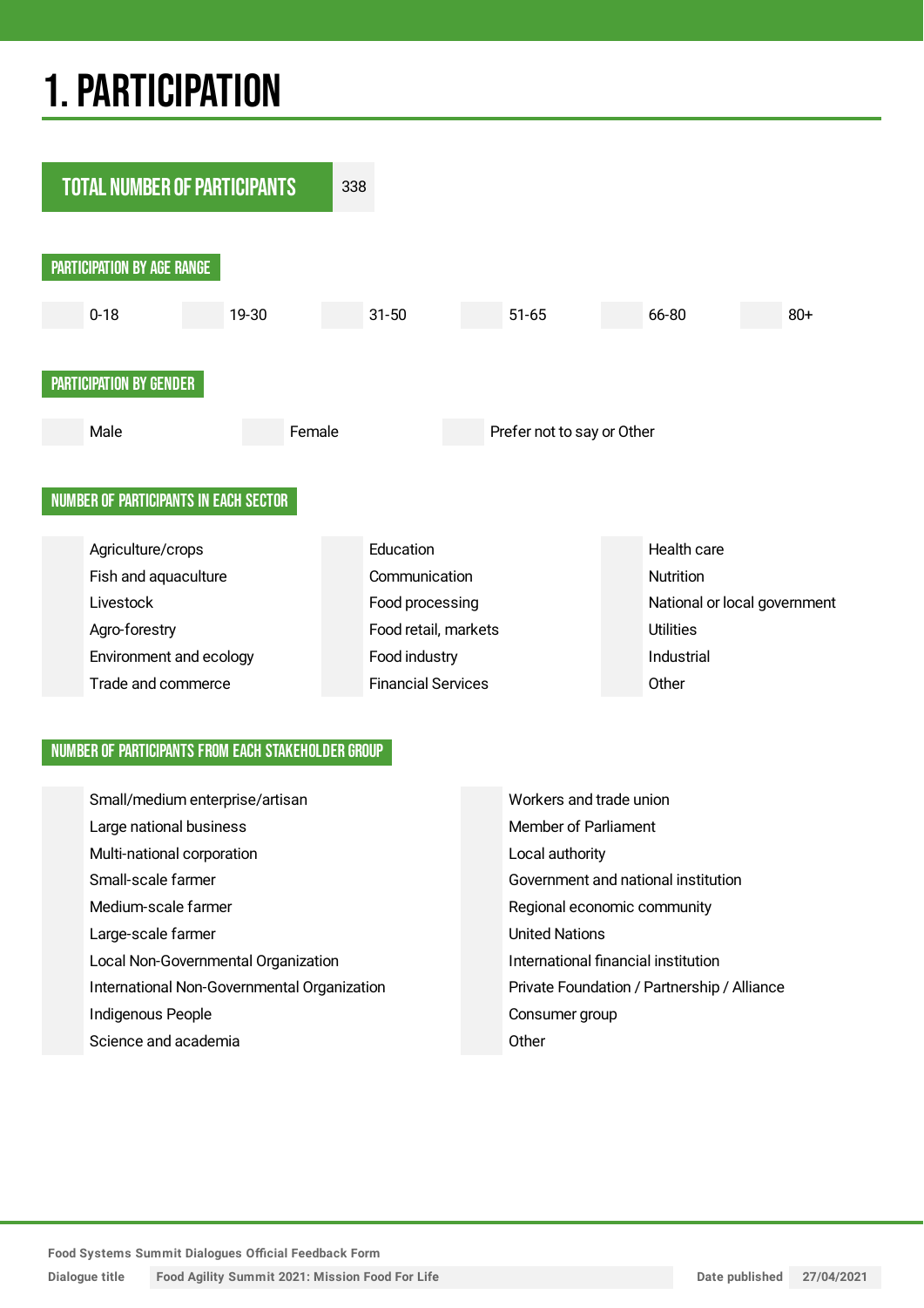# 1. PARTICIPATION

| TOTAL NUMBER OF PARTICIPANTS | 338 |
|---|---|

## PARTICIPATION BY AGE RANGE

| | 0-18 | | 19-30 | | 31-50 | | 51-65 | | 66-80 | | 80+ |
|---|---|---|---|---|---|---|---|---|---|---|---|

## PARTICIPATION BY GENDER

| | Male | | Female | | Prefer not to say or Other |
|---|---|---|---|---|---|

## NUMBER OF PARTICIPANTS IN EACH SECTOR

| | | | | | |
|---|---|---|---|---|---|
| | Agriculture/crops | | Education | | Health care |
| | Fish and aquaculture | | Communication | | Nutrition |
| | Livestock | | Food processing | | National or local government |
| | Agro-forestry | | Food retail, markets | | Utilities |
| | Environment and ecology | | Food industry | | Industrial |
| | Trade and commerce | | Financial Services | | Other |

## NUMBER OF PARTICIPANTS FROM EACH STAKEHOLDER GROUP

| | | | |
|---|---|---|---|
| | Small/medium enterprise/artisan | | Workers and trade union |
| | Large national business | | Member of Parliament |
| | Multi-national corporation | | Local authority |
| | Small-scale farmer | | Government and national institution |
| | Medium-scale farmer | | Regional economic community |
| | Large-scale farmer | | United Nations |
| | Local Non-Governmental Organization | | International financial institution |
| | International Non-Governmental Organization | | Private Foundation / Partnership / Alliance |
| | Indigenous People | | Consumer group |
| | Science and academia | | Other |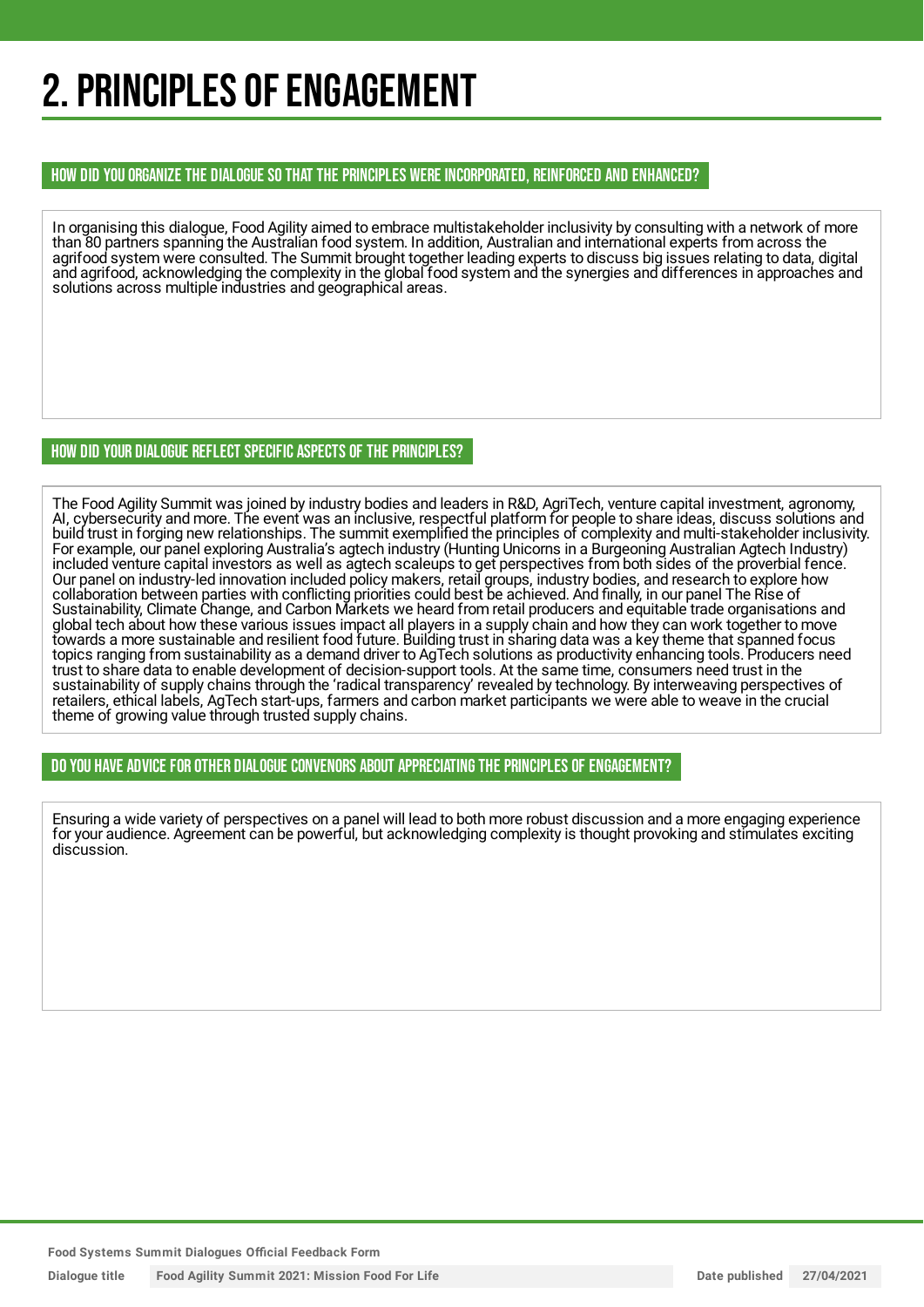# 2. PRINCIPLES OF ENGAGEMENT

## HOW DID YOU ORGANIZE THE DIALOGUE SO THAT THE PRINCIPLES WERE INCORPORATED, REINFORCED AND ENHANCED?

In organising this dialogue, Food Agility aimed to embrace multistakeholder inclusivity by consulting with a network of more than 80 partners spanning the Australian food system. In addition, Australian and international experts from across the agrifood system were consulted. The Summit brought together leading experts to discuss big issues relating to data, digital and agrifood, acknowledging the complexity in the global food system and the synergies and differences in approaches and solutions across multiple industries and geographical areas.

## HOW DID YOUR DIALOGUE REFLECT SPECIFIC ASPECTS OF THE PRINCIPLES?

The Food Agility Summit was joined by industry bodies and leaders in R&D, AgriTech, venture capital investment, agronomy, AI, cybersecurity and more. The event was an inclusive, respectful platform for people to share ideas, discuss solutions and build trust in forging new relationships. The summit exemplified the principles of complexity and multi-stakeholder inclusivity. For example, our panel exploring Australia's agtech industry (Hunting Unicorns in a Burgeoning Australian Agtech Industry) included venture capital investors as well as agtech scaleups to get perspectives from both sides of the proverbial fence. Our panel on industry-led innovation included policy makers, retail groups, industry bodies, and research to explore how collaboration between parties with conflicting priorities could best be achieved. And finally, in our panel The Rise of Sustainability, Climate Change, and Carbon Markets we heard from retail producers and equitable trade organisations and global tech about how these various issues impact all players in a supply chain and how they can work together to move towards a more sustainable and resilient food future. Building trust in sharing data was a key theme that spanned focus topics ranging from sustainability as a demand driver to AgTech solutions as productivity enhancing tools. Producers need trust to share data to enable development of decision-support tools. At the same time, consumers need trust in the sustainability of supply chains through the 'radical transparency' revealed by technology. By interweaving perspectives of retailers, ethical labels, AgTech start-ups, farmers and carbon market participants we were able to weave in the crucial theme of growing value through trusted supply chains.

## DO YOU HAVE ADVICE FOR OTHER DIALOGUE CONVENORS ABOUT APPRECIATING THE PRINCIPLES OF ENGAGEMENT?

Ensuring a wide variety of perspectives on a panel will lead to both more robust discussion and a more engaging experience for your audience. Agreement can be powerful, but acknowledging complexity is thought provoking and stimulates exciting discussion.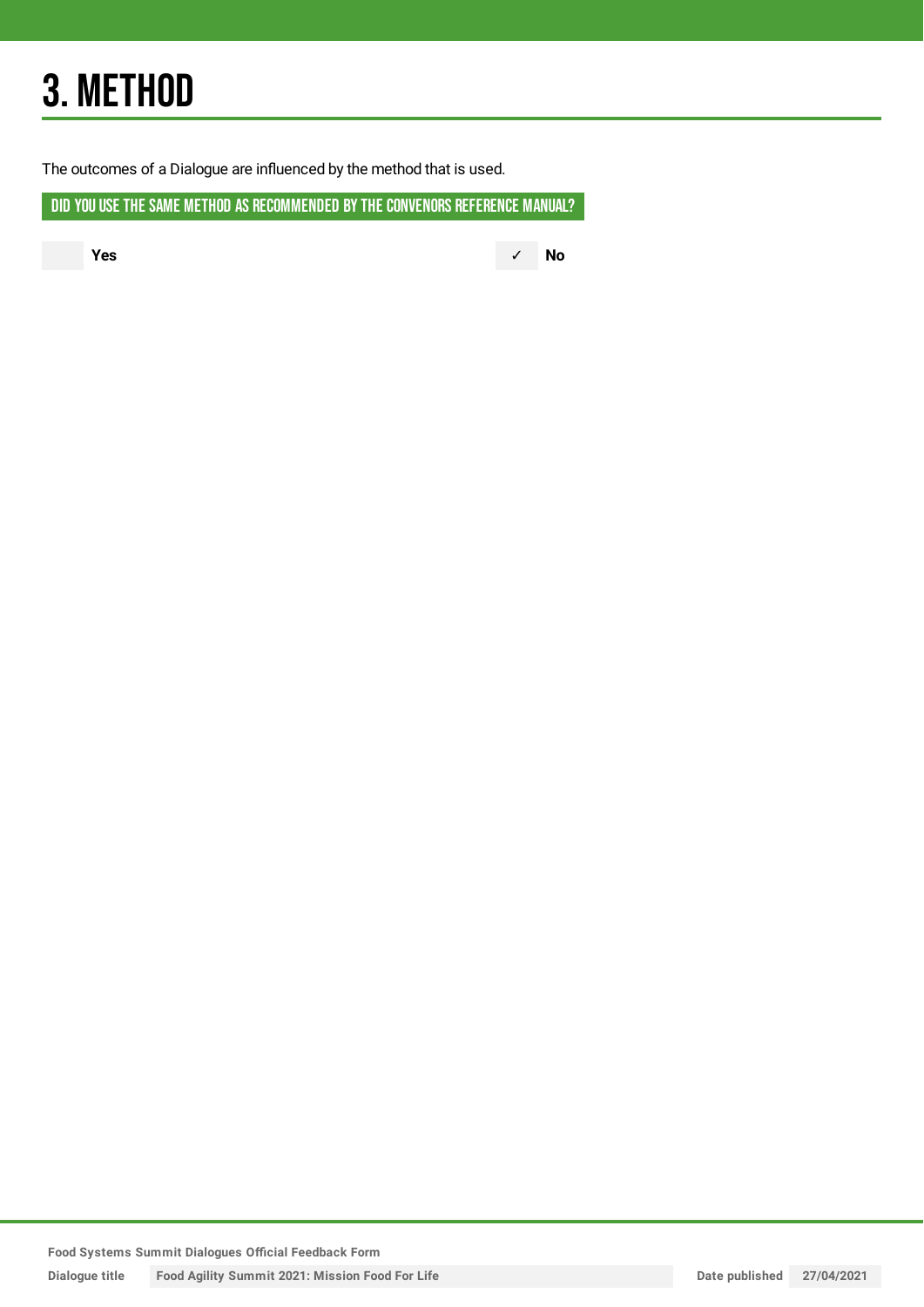# 3. METHOD

The outcomes of a Dialogue are influenced by the method that is used.

## DID YOU USE THE SAME METHOD AS RECOMMENDED BY THE CONVENORS REFERENCE MANUAL?

| | Yes | ✓ | No |
|---|---|---|---|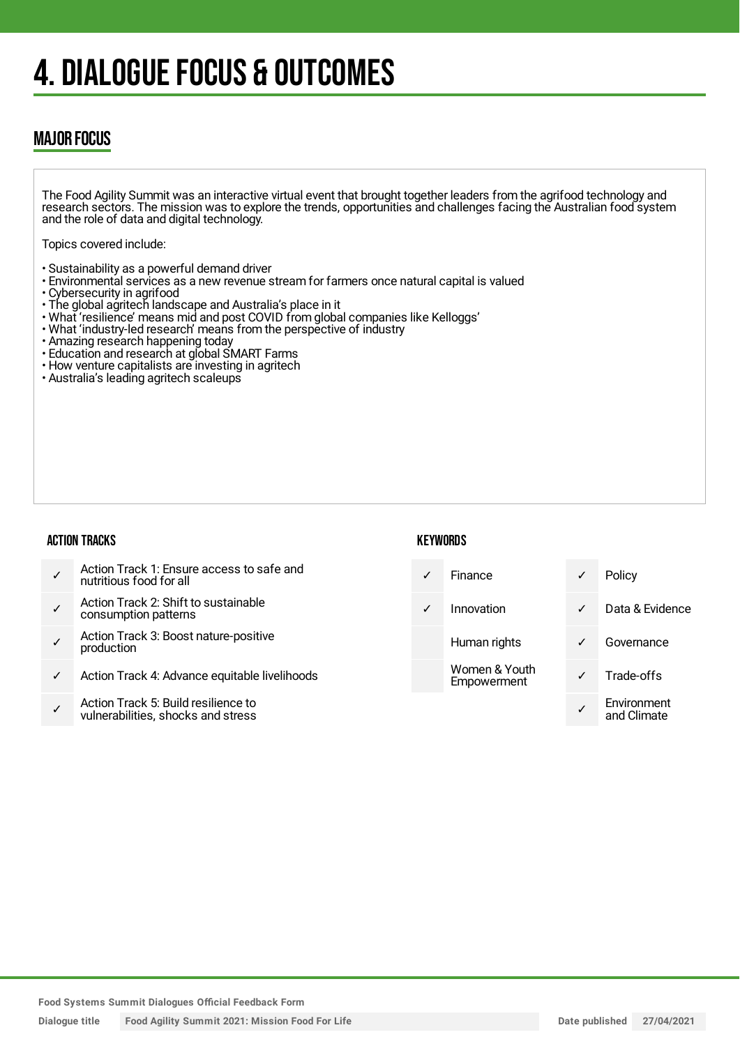# 4. DIALOGUE FOCUS & OUTCOMES

## MAJOR FOCUS

The Food Agility Summit was an interactive virtual event that brought together leaders from the agrifood technology and research sectors. The mission was to explore the trends, opportunities and challenges facing the Australian food system and the role of data and digital technology.

Topics covered include:

- Sustainability as a powerful demand driver
- Environmental services as a new revenue stream for farmers once natural capital is valued
- Cybersecurity in agrifood
- The global agritech landscape and Australia's place in it
- What 'resilience' means mid and post COVID from global companies like Kelloggs'
- What 'industry-led research' means from the perspective of industry
- Amazing research happening today
- Education and research at global SMART Farms
- How venture capitalists are investing in agritech
- Australia's leading agritech scaleups

### ACTION TRACKS

| | |
|---|---|
| ✓ | Action Track 1: Ensure access to safe and nutritious food for all |
| ✓ | Action Track 2: Shift to sustainable consumption patterns |
| ✓ | Action Track 3: Boost nature-positive production |
| ✓ | Action Track 4: Advance equitable livelihoods |
| ✓ | Action Track 5: Build resilience to vulnerabilities, shocks and stress |

### KEYWORDS

| | | | |
|---|---|---|---|
| ✓ | Finance | ✓ | Policy |
| ✓ | Innovation | ✓ | Data & Evidence |
| | Human rights | ✓ | Governance |
| | Women & Youth Empowerment | ✓ | Trade-offs |
| | | ✓ | Environment and Climate |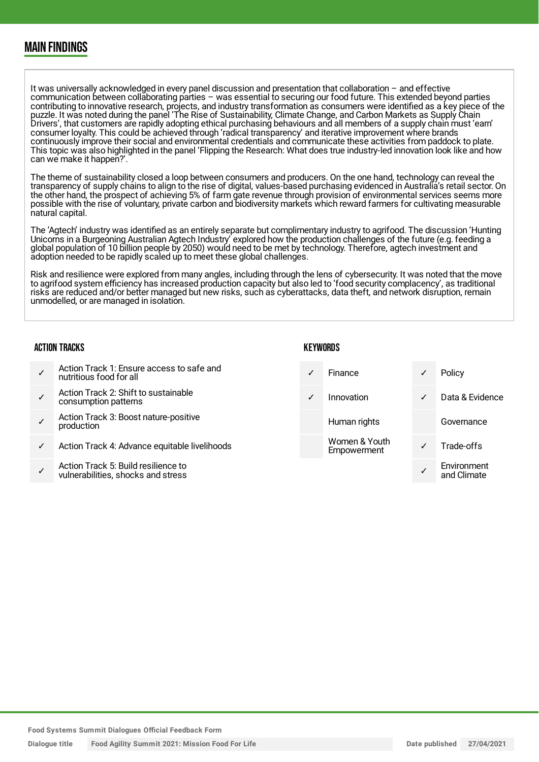## MAIN FINDINGS

It was universally acknowledged in every panel discussion and presentation that collaboration – and effective communication between collaborating parties – was essential to securing our food future. This extended beyond parties contributing to innovative research, projects, and industry transformation as consumers were identified as a key piece of the puzzle. It was noted during the panel 'The Rise of Sustainability, Climate Change, and Carbon Markets as Supply Chain Drivers', that customers are rapidly adopting ethical purchasing behaviours and all members of a supply chain must 'earn' consumer loyalty. This could be achieved through 'radical transparency' and iterative improvement where brands continuously improve their social and environmental credentials and communicate these activities from paddock to plate. This topic was also highlighted in the panel 'Flipping the Research: What does true industry-led innovation look like and how can we make it happen?'.

The theme of sustainability closed a loop between consumers and producers. On the one hand, technology can reveal the transparency of supply chains to align to the rise of digital, values-based purchasing evidenced in Australia's retail sector. On the other hand, the prospect of achieving 5% of farm gate revenue through provision of environmental services seems more possible with the rise of voluntary, private carbon and biodiversity markets which reward farmers for cultivating measurable natural capital.

The 'Agtech' industry was identified as an entirely separate but complimentary industry to agrifood. The discussion 'Hunting Unicorns in a Burgeoning Australian Agtech Industry' explored how the production challenges of the future (e.g. feeding a global population of 10 billion people by 2050) would need to be met by technology. Therefore, agtech investment and adoption needed to be rapidly scaled up to meet these global challenges.

Risk and resilience were explored from many angles, including through the lens of cybersecurity. It was noted that the move to agrifood system efficiency has increased production capacity but also led to 'food security complacency', as traditional risks are reduced and/or better managed but new risks, such as cyberattacks, data theft, and network disruption, remain unmodelled, or are managed in isolation.

### ACTION TRACKS

| | |
|---|---|
| ✓ | Action Track 1: Ensure access to safe and nutritious food for all |
| ✓ | Action Track 2: Shift to sustainable consumption patterns |
| ✓ | Action Track 3: Boost nature-positive production |
| ✓ | Action Track 4: Advance equitable livelihoods |
| ✓ | Action Track 5: Build resilience to vulnerabilities, shocks and stress |

### KEYWORDS

| | | | |
|---|---|---|---|
| ✓ | Finance | ✓ | Policy |
| ✓ | Innovation | ✓ | Data & Evidence |
| | Human rights | | Governance |
| | Women & Youth Empowerment | ✓ | Trade-offs |
| | | ✓ | Environment and Climate |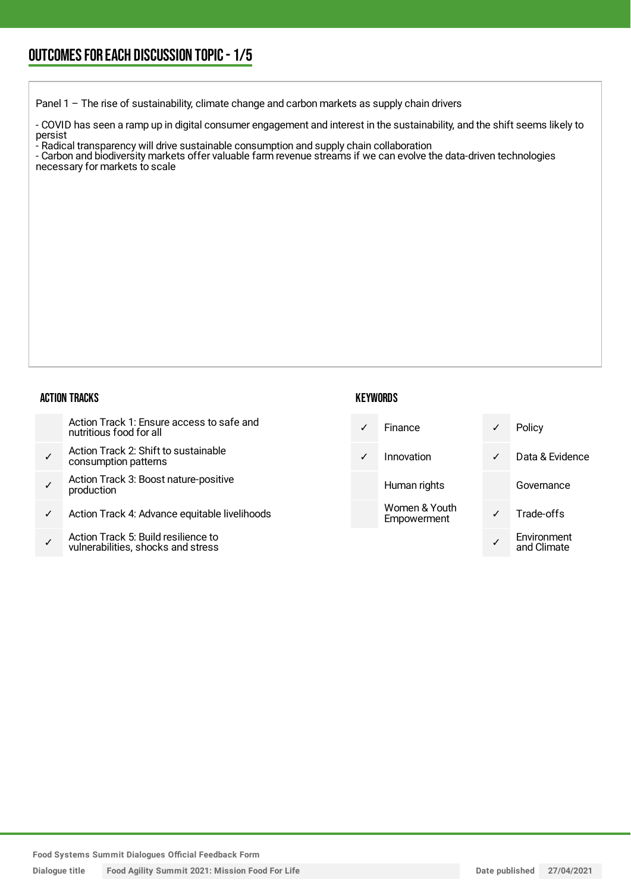## OUTCOMES FOR EACH DISCUSSION TOPIC - 1/5

Panel 1 – The rise of sustainability, climate change and carbon markets as supply chain drivers

- COVID has seen a ramp up in digital consumer engagement and interest in the sustainability, and the shift seems likely to persist
- Radical transparency will drive sustainable consumption and supply chain collaboration
- Carbon and biodiversity markets offer valuable farm revenue streams if we can evolve the data-driven technologies necessary for markets to scale

### ACTION TRACKS

| | |
|---|---|
| | Action Track 1: Ensure access to safe and nutritious food for all |
| ✓ | Action Track 2: Shift to sustainable consumption patterns |
| ✓ | Action Track 3: Boost nature-positive production |
| ✓ | Action Track 4: Advance equitable livelihoods |
| ✓ | Action Track 5: Build resilience to vulnerabilities, shocks and stress |

### KEYWORDS

| | | | |
|---|---|---|---|
| ✓ | Finance | ✓ | Policy |
| ✓ | Innovation | ✓ | Data & Evidence |
| | Human rights | | Governance |
| | Women & Youth Empowerment | ✓ | Trade-offs |
| | | ✓ | Environment and Climate |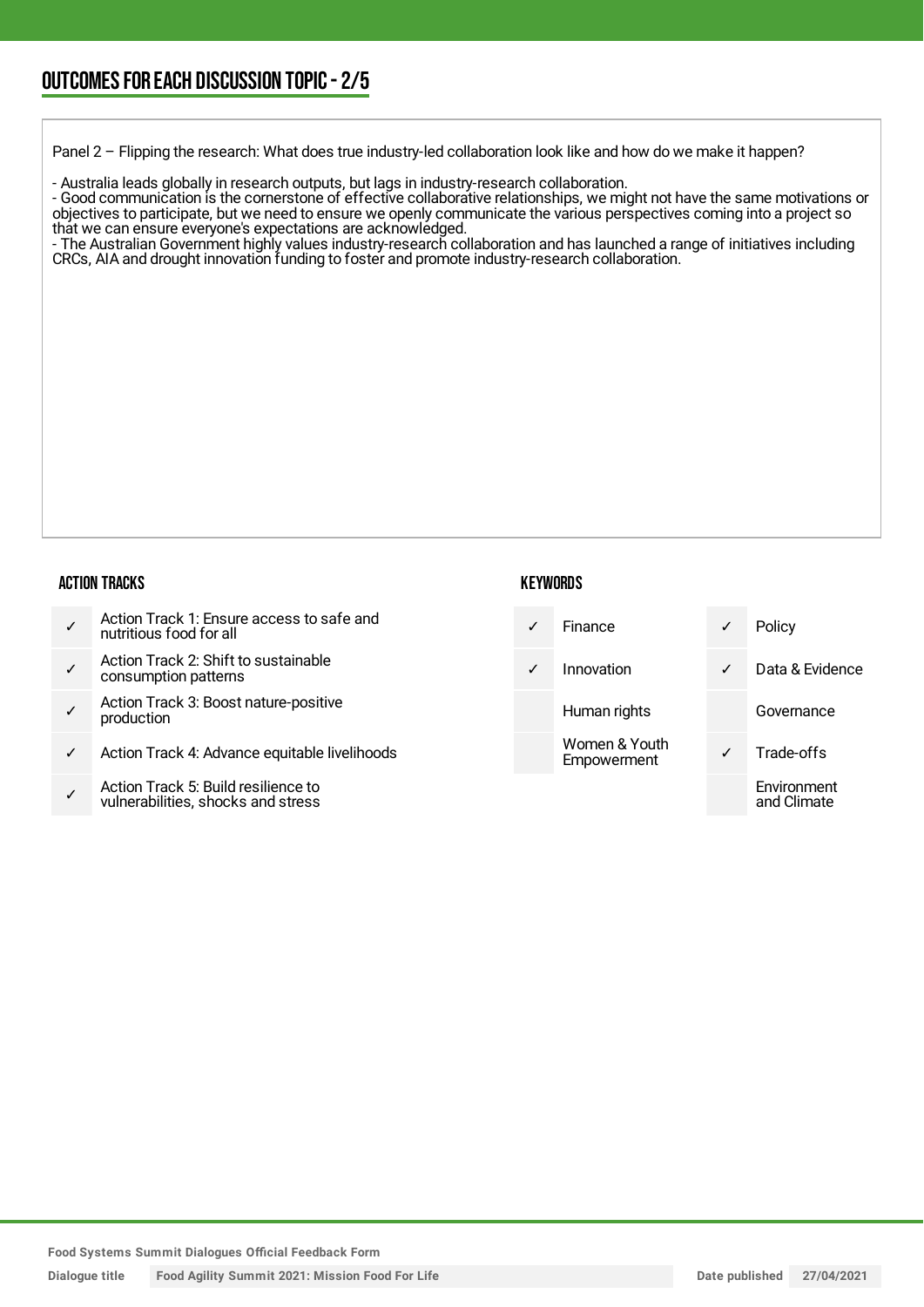## OUTCOMES FOR EACH DISCUSSION TOPIC - 2/5

Panel 2 – Flipping the research: What does true industry-led collaboration look like and how do we make it happen?

- Australia leads globally in research outputs, but lags in industry-research collaboration.
- Good communication is the cornerstone of effective collaborative relationships, we might not have the same motivations or objectives to participate, but we need to ensure we openly communicate the various perspectives coming into a project so that we can ensure everyone's expectations are acknowledged.
- The Australian Government highly values industry-research collaboration and has launched a range of initiatives including CRCs, AIA and drought innovation funding to foster and promote industry-research collaboration.

### ACTION TRACKS

| | |
|---|---|
| ✓ | Action Track 1: Ensure access to safe and nutritious food for all |
| ✓ | Action Track 2: Shift to sustainable consumption patterns |
| ✓ | Action Track 3: Boost nature-positive production |
| ✓ | Action Track 4: Advance equitable livelihoods |
| ✓ | Action Track 5: Build resilience to vulnerabilities, shocks and stress |

### KEYWORDS

| | | | |
|---|---|---|---|
| ✓ | Finance | ✓ | Policy |
| ✓ | Innovation | ✓ | Data & Evidence |
| | Human rights | | Governance |
| | Women & Youth Empowerment | ✓ | Trade-offs |
| | | | Environment and Climate |

Food Systems Summit Dialogues Official Feedback Form

Dialogue title: Food Agility Summit 2021: Mission Food For Life

Date published: 27/04/2021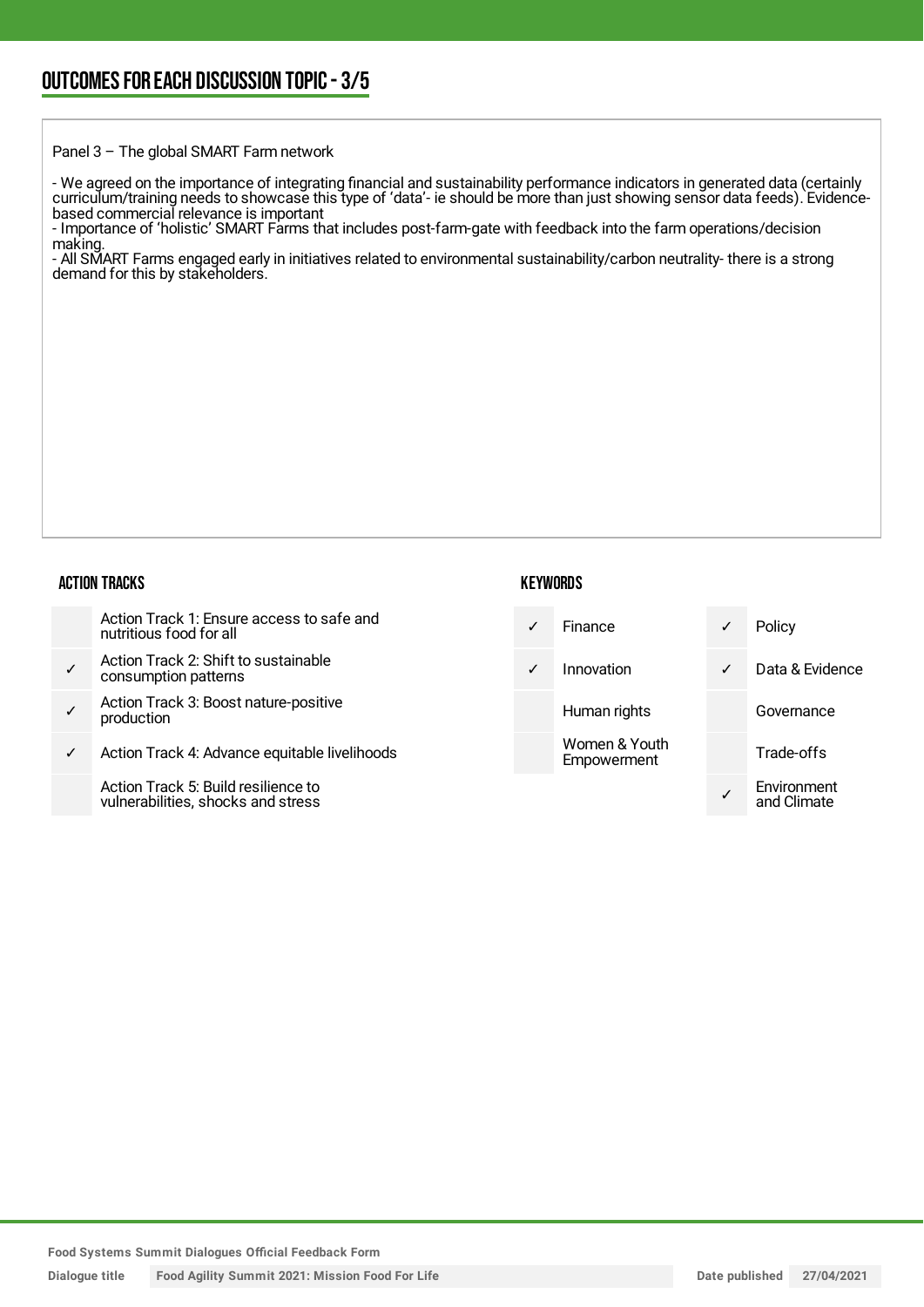## OUTCOMES FOR EACH DISCUSSION TOPIC - 3/5

Panel 3 – The global SMART Farm network

- We agreed on the importance of integrating financial and sustainability performance indicators in generated data (certainly curriculum/training needs to showcase this type of 'data'- ie should be more than just showing sensor data feeds). Evidence-based commercial relevance is important
- Importance of 'holistic' SMART Farms that includes post-farm-gate with feedback into the farm operations/decision making.
- All SMART Farms engaged early in initiatives related to environmental sustainability/carbon neutrality- there is a strong demand for this by stakeholders.

### ACTION TRACKS

| | |
|---|---|
| | Action Track 1: Ensure access to safe and nutritious food for all |
| ✓ | Action Track 2: Shift to sustainable consumption patterns |
| ✓ | Action Track 3: Boost nature-positive production |
| ✓ | Action Track 4: Advance equitable livelihoods |
| | Action Track 5: Build resilience to vulnerabilities, shocks and stress |

### KEYWORDS

| | | | |
|---|---|---|---|
| ✓ | Finance | ✓ | Policy |
| ✓ | Innovation | ✓ | Data & Evidence |
| | Human rights | | Governance |
| | Women & Youth Empowerment | | Trade-offs |
| | | ✓ | Environment and Climate |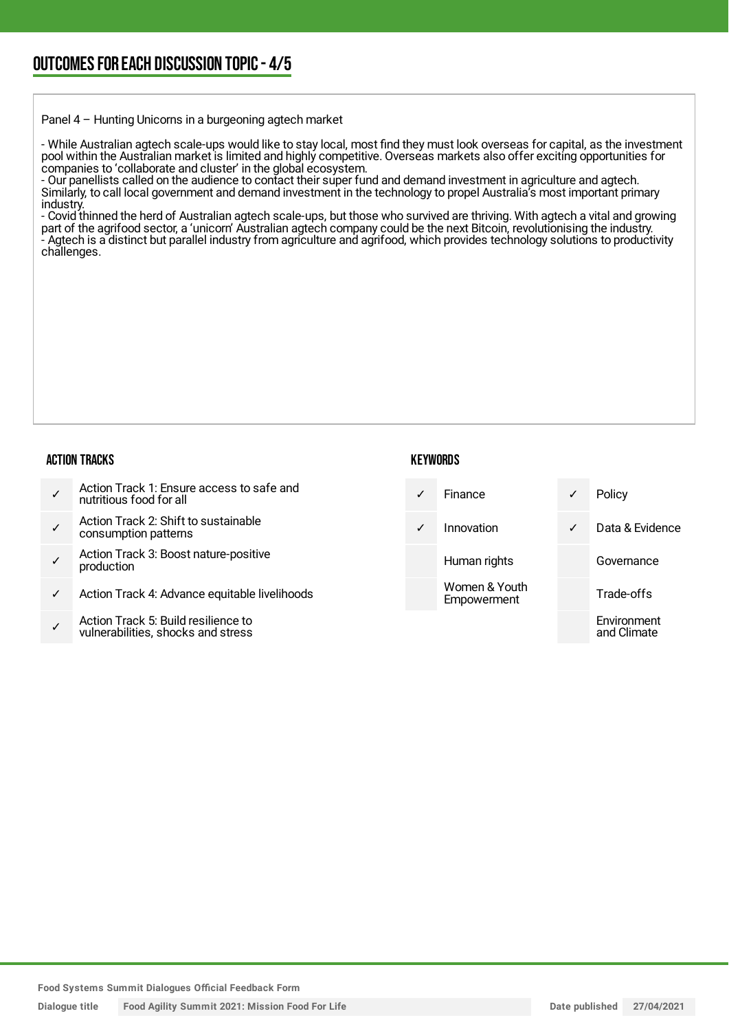## OUTCOMES FOR EACH DISCUSSION TOPIC - 4/5

Panel 4 – Hunting Unicorns in a burgeoning agtech market

- While Australian agtech scale-ups would like to stay local, most find they must look overseas for capital, as the investment pool within the Australian market is limited and highly competitive. Overseas markets also offer exciting opportunities for companies to 'collaborate and cluster' in the global ecosystem.
- Our panellists called on the audience to contact their super fund and demand investment in agriculture and agtech. Similarly, to call local government and demand investment in the technology to propel Australia's most important primary industry.
- Covid thinned the herd of Australian agtech scale-ups, but those who survived are thriving. With agtech a vital and growing part of the agrifood sector, a 'unicorn' Australian agtech company could be the next Bitcoin, revolutionising the industry.
- Agtech is a distinct but parallel industry from agriculture and agrifood, which provides technology solutions to productivity challenges.

### ACTION TRACKS

| | |
|---|---|
| ✓ | Action Track 1: Ensure access to safe and nutritious food for all |
| ✓ | Action Track 2: Shift to sustainable consumption patterns |
| ✓ | Action Track 3: Boost nature-positive production |
| ✓ | Action Track 4: Advance equitable livelihoods |
| ✓ | Action Track 5: Build resilience to vulnerabilities, shocks and stress |

### KEYWORDS

| | | | |
|---|---|---|---|
| ✓ | Finance | ✓ | Policy |
| ✓ | Innovation | ✓ | Data & Evidence |
| | Human rights | | Governance |
| | Women & Youth Empowerment | | Trade-offs |
| | | | Environment and Climate |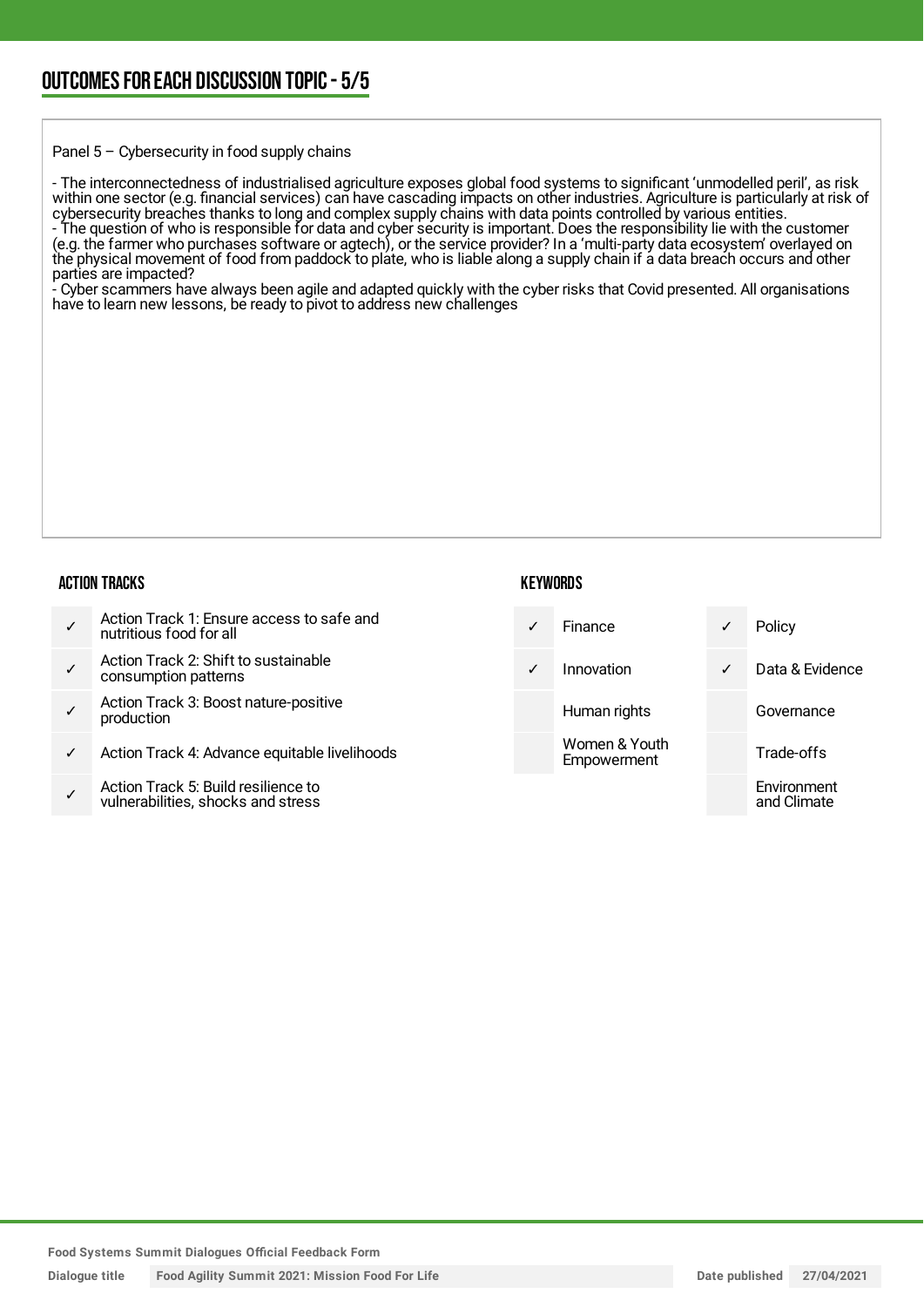## OUTCOMES FOR EACH DISCUSSION TOPIC - 5/5

Panel 5 – Cybersecurity in food supply chains

- The interconnectedness of industrialised agriculture exposes global food systems to significant 'unmodelled peril', as risk within one sector (e.g. financial services) can have cascading impacts on other industries. Agriculture is particularly at risk of cybersecurity breaches thanks to long and complex supply chains with data points controlled by various entities.
- The question of who is responsible for data and cyber security is important. Does the responsibility lie with the customer (e.g. the farmer who purchases software or agtech), or the service provider? In a 'multi-party data ecosystem' overlayed on the physical movement of food from paddock to plate, who is liable along a supply chain if a data breach occurs and other parties are impacted?
- Cyber scammers have always been agile and adapted quickly with the cyber risks that Covid presented. All organisations have to learn new lessons, be ready to pivot to address new challenges

### ACTION TRACKS

| | |
|---|---|
| ✓ | Action Track 1: Ensure access to safe and nutritious food for all |
| ✓ | Action Track 2: Shift to sustainable consumption patterns |
| ✓ | Action Track 3: Boost nature-positive production |
| ✓ | Action Track 4: Advance equitable livelihoods |
| ✓ | Action Track 5: Build resilience to vulnerabilities, shocks and stress |

### KEYWORDS

| | | | |
|---|---|---|---|
| ✓ | Finance | ✓ | Policy |
| ✓ | Innovation | ✓ | Data & Evidence |
| | Human rights | | Governance |
| | Women & Youth Empowerment | | Trade-offs |
| | | | Environment and Climate |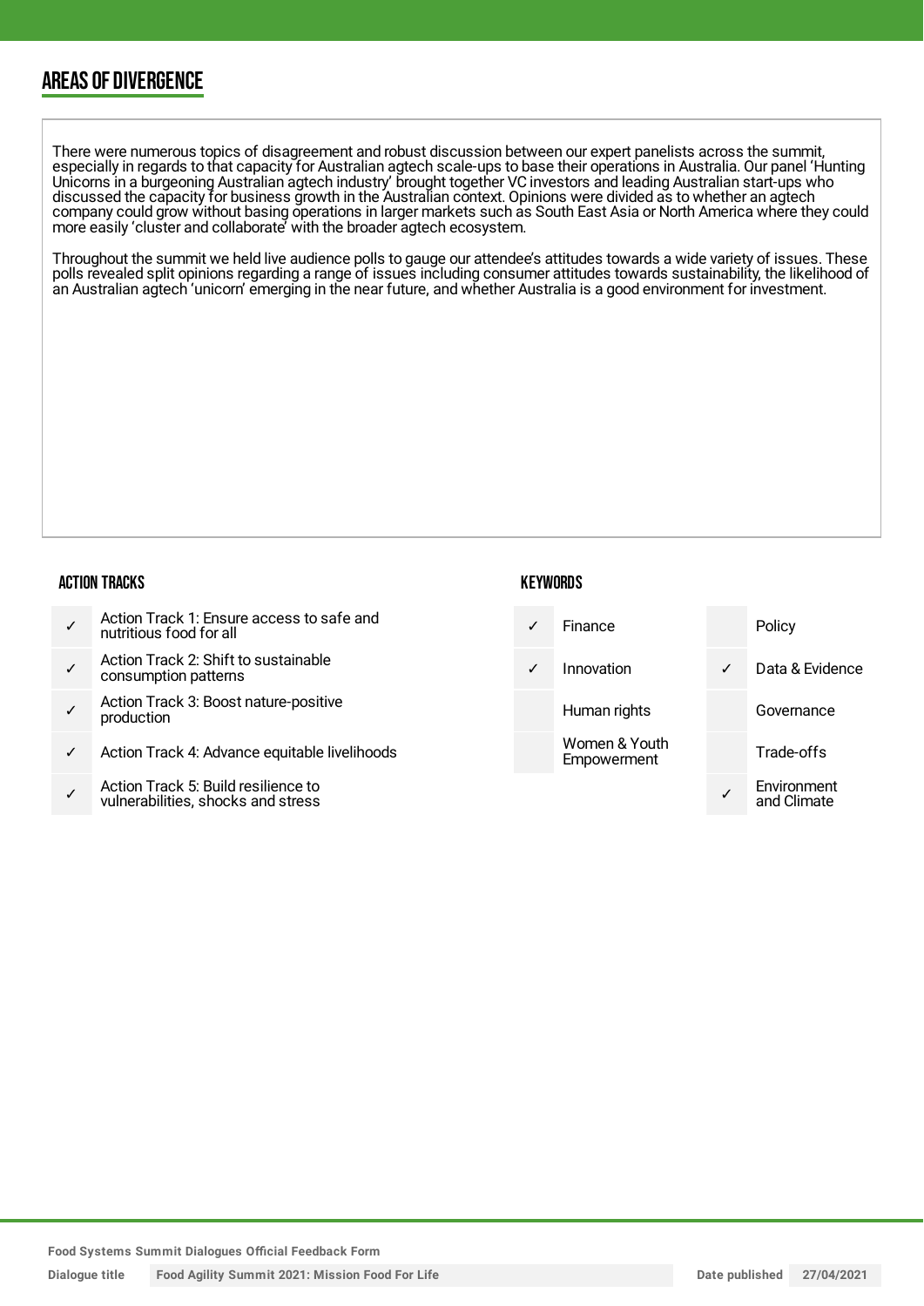## AREAS OF DIVERGENCE

There were numerous topics of disagreement and robust discussion between our expert panelists across the summit, especially in regards to that capacity for Australian agtech scale-ups to base their operations in Australia. Our panel 'Hunting Unicorns in a burgeoning Australian agtech industry' brought together VC investors and leading Australian start-ups who discussed the capacity for business growth in the Australian context. Opinions were divided as to whether an agtech company could grow without basing operations in larger markets such as South East Asia or North America where they could more easily 'cluster and collaborate' with the broader agtech ecosystem.

Throughout the summit we held live audience polls to gauge our attendee's attitudes towards a wide variety of issues. These polls revealed split opinions regarding a range of issues including consumer attitudes towards sustainability, the likelihood of an Australian agtech 'unicorn' emerging in the near future, and whether Australia is a good environment for investment.

### ACTION TRACKS

| | |
|---|---|
| ✓ | Action Track 1: Ensure access to safe and nutritious food for all |
| ✓ | Action Track 2: Shift to sustainable consumption patterns |
| ✓ | Action Track 3: Boost nature-positive production |
| ✓ | Action Track 4: Advance equitable livelihoods |
| ✓ | Action Track 5: Build resilience to vulnerabilities, shocks and stress |

### KEYWORDS

| | | | |
|---|---|---|---|
| ✓ | Finance | | Policy |
| ✓ | Innovation | ✓ | Data & Evidence |
| | Human rights | | Governance |
| | Women & Youth Empowerment | | Trade-offs |
| | | ✓ | Environment and Climate |

Food Systems Summit Dialogues Official Feedback Form

Dialogue title: Food Agility Summit 2021: Mission Food For Life

Date published: 27/04/2021